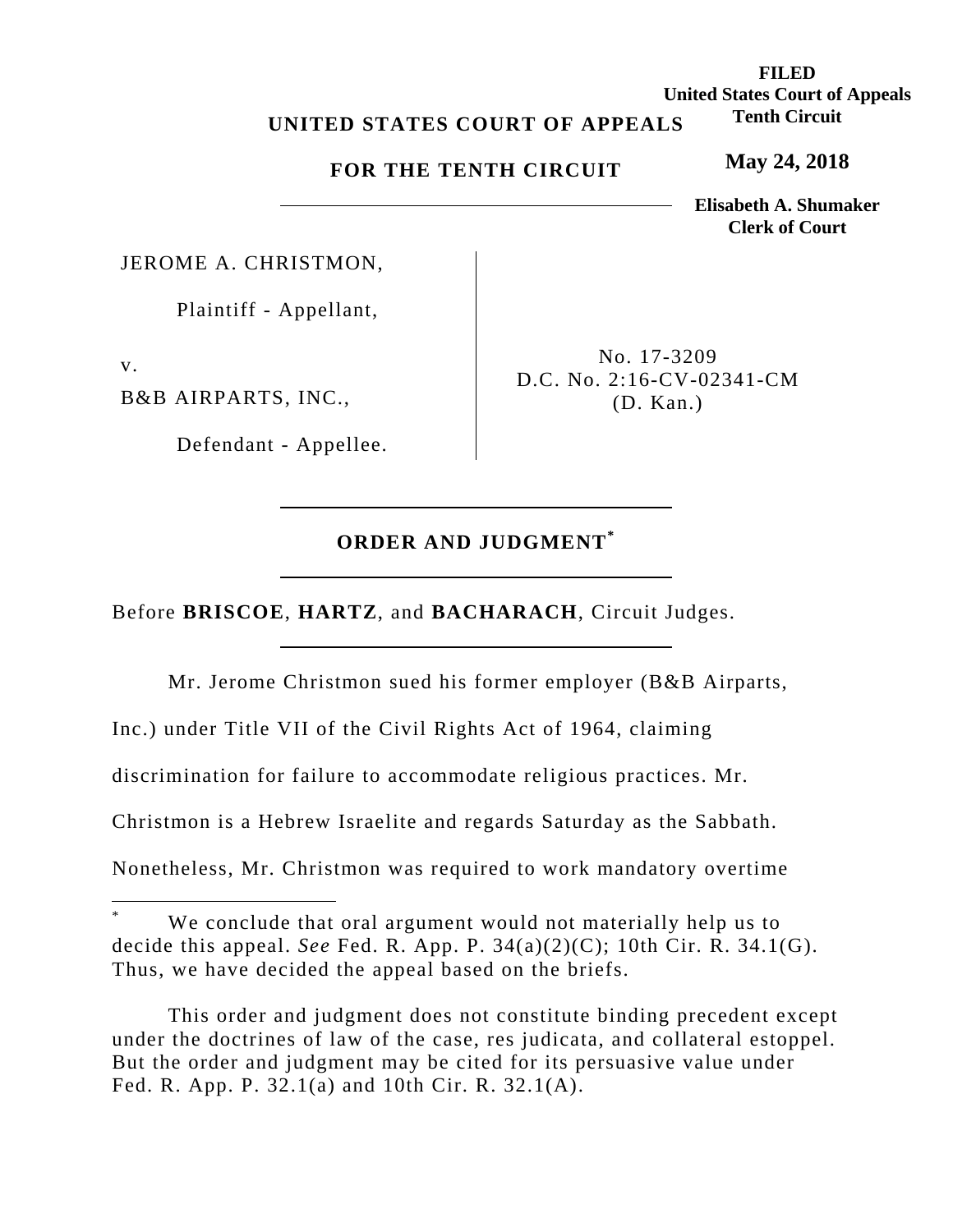FILED
United States Court of Appeals
Tenth Circuit

May 24, 2018

Elisabeth A. Shumaker
Clerk of Court

**UNITED STATES COURT OF APPEALS**

**FOR THE TENTH CIRCUIT**

---

JEROME A. CHRISTMON,

Plaintiff - Appellant,

v.

B&B AIRPARTS, INC.,

Defendant - Appellee.

No. 17-3209
D.C. No. 2:16-CV-02341-CM
(D. Kan.)

---

## ORDER AND JUDGMENT*

---

Before **BRISCOE**, **HARTZ**, and **BACHARACH**, Circuit Judges.

---

Mr. Jerome Christmon sued his former employer (B&B Airparts, Inc.) under Title VII of the Civil Rights Act of 1964, claiming discrimination for failure to accommodate religious practices. Mr. Christmon is a Hebrew Israelite and regards Saturday as the Sabbath. Nonetheless, Mr. Christmon was required to work mandatory overtime

---

* We conclude that oral argument would not materially help us to decide this appeal. *See* Fed. R. App. P. 34(a)(2)(C); 10th Cir. R. 34.1(G). Thus, we have decided the appeal based on the briefs.

This order and judgment does not constitute binding precedent except under the doctrines of law of the case, res judicata, and collateral estoppel. But the order and judgment may be cited for its persuasive value under Fed. R. App. P. 32.1(a) and 10th Cir. R. 32.1(A).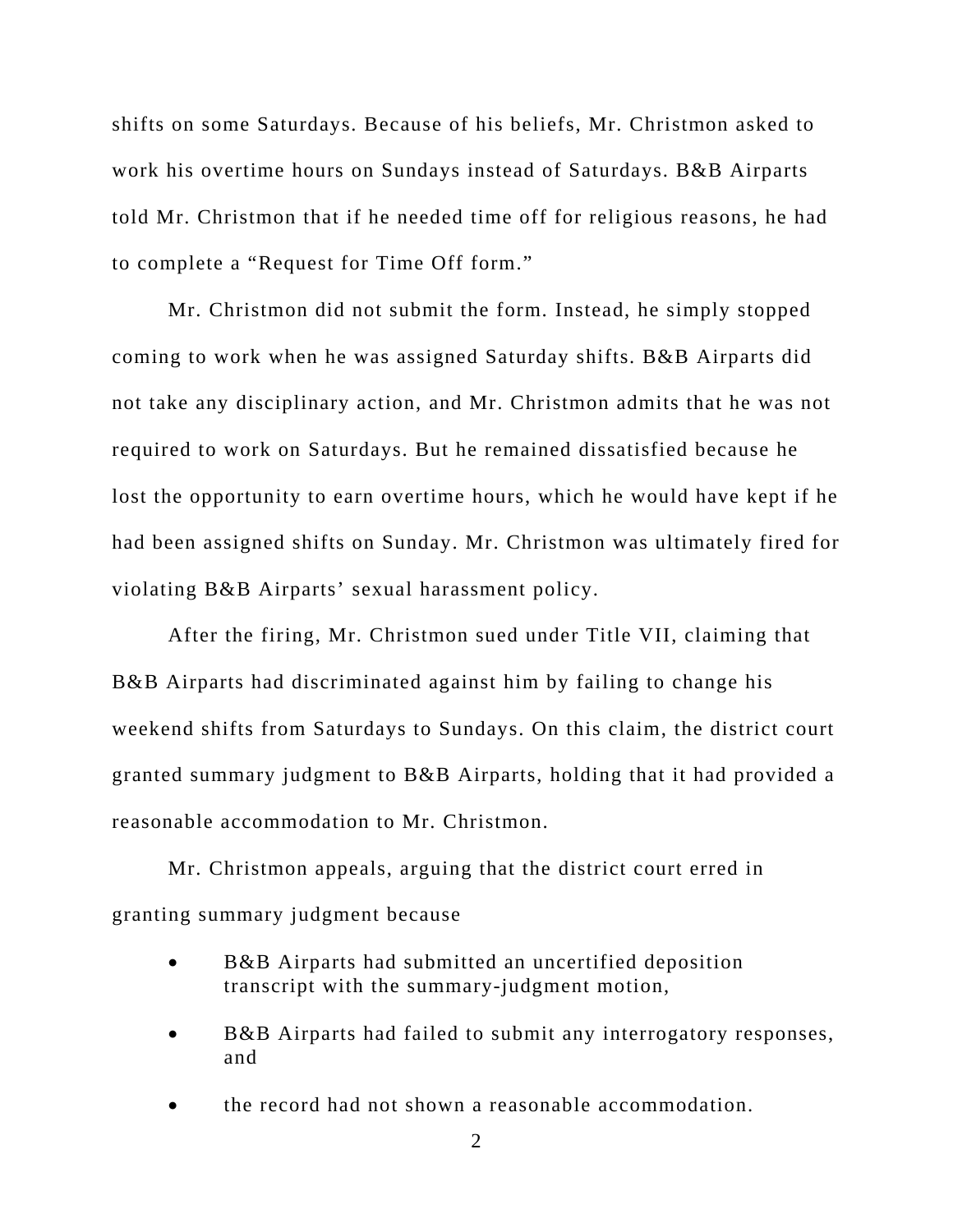shifts on some Saturdays. Because of his beliefs, Mr. Christmon asked to work his overtime hours on Sundays instead of Saturdays. B&B Airparts told Mr. Christmon that if he needed time off for religious reasons, he had to complete a "Request for Time Off form."

Mr. Christmon did not submit the form. Instead, he simply stopped coming to work when he was assigned Saturday shifts. B&B Airparts did not take any disciplinary action, and Mr. Christmon admits that he was not required to work on Saturdays. But he remained dissatisfied because he lost the opportunity to earn overtime hours, which he would have kept if he had been assigned shifts on Sunday. Mr. Christmon was ultimately fired for violating B&B Airparts' sexual harassment policy.

After the firing, Mr. Christmon sued under Title VII, claiming that B&B Airparts had discriminated against him by failing to change his weekend shifts from Saturdays to Sundays. On this claim, the district court granted summary judgment to B&B Airparts, holding that it had provided a reasonable accommodation to Mr. Christmon.

Mr. Christmon appeals, arguing that the district court erred in granting summary judgment because

- B&B Airparts had submitted an uncertified deposition transcript with the summary-judgment motion,
- B&B Airparts had failed to submit any interrogatory responses, and
- the record had not shown a reasonable accommodation.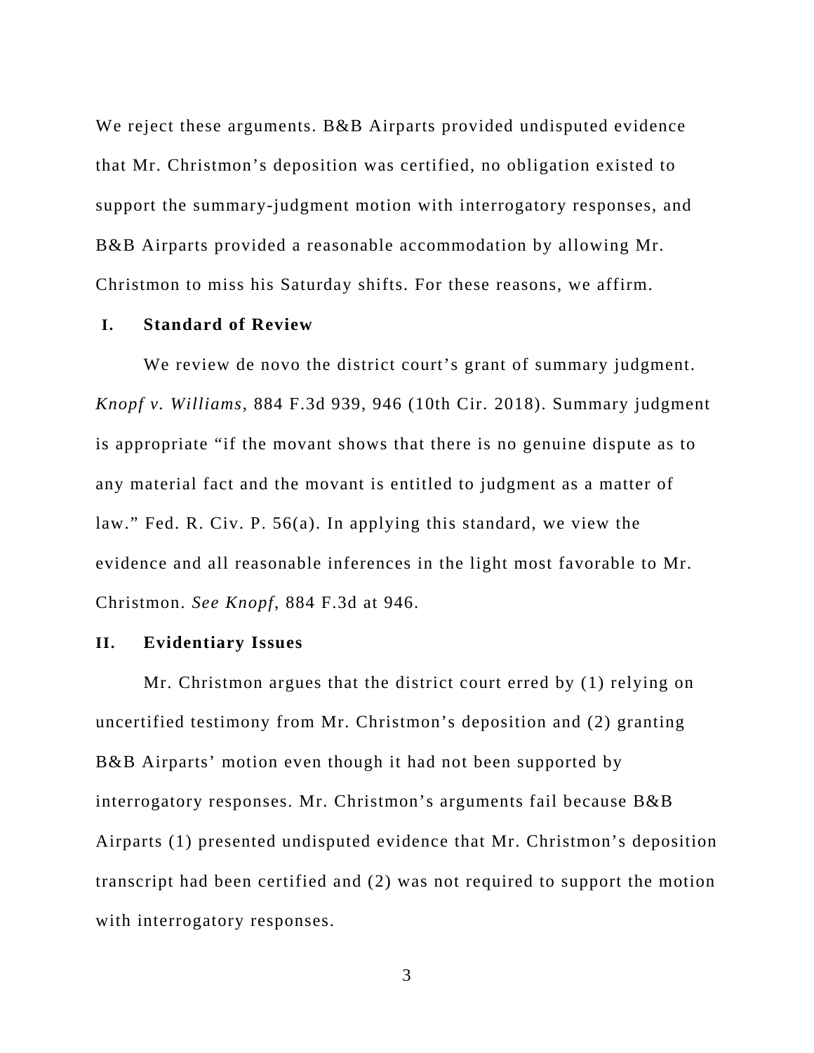We reject these arguments. B&B Airparts provided undisputed evidence that Mr. Christmon's deposition was certified, no obligation existed to support the summary-judgment motion with interrogatory responses, and B&B Airparts provided a reasonable accommodation by allowing Mr. Christmon to miss his Saturday shifts. For these reasons, we affirm.

## I. Standard of Review

We review de novo the district court's grant of summary judgment. *Knopf v. Williams*, 884 F.3d 939, 946 (10th Cir. 2018). Summary judgment is appropriate "if the movant shows that there is no genuine dispute as to any material fact and the movant is entitled to judgment as a matter of law." Fed. R. Civ. P. 56(a). In applying this standard, we view the evidence and all reasonable inferences in the light most favorable to Mr. Christmon. *See Knopf*, 884 F.3d at 946.

## II. Evidentiary Issues

Mr. Christmon argues that the district court erred by (1) relying on uncertified testimony from Mr. Christmon's deposition and (2) granting B&B Airparts' motion even though it had not been supported by interrogatory responses. Mr. Christmon's arguments fail because B&B Airparts (1) presented undisputed evidence that Mr. Christmon's deposition transcript had been certified and (2) was not required to support the motion with interrogatory responses.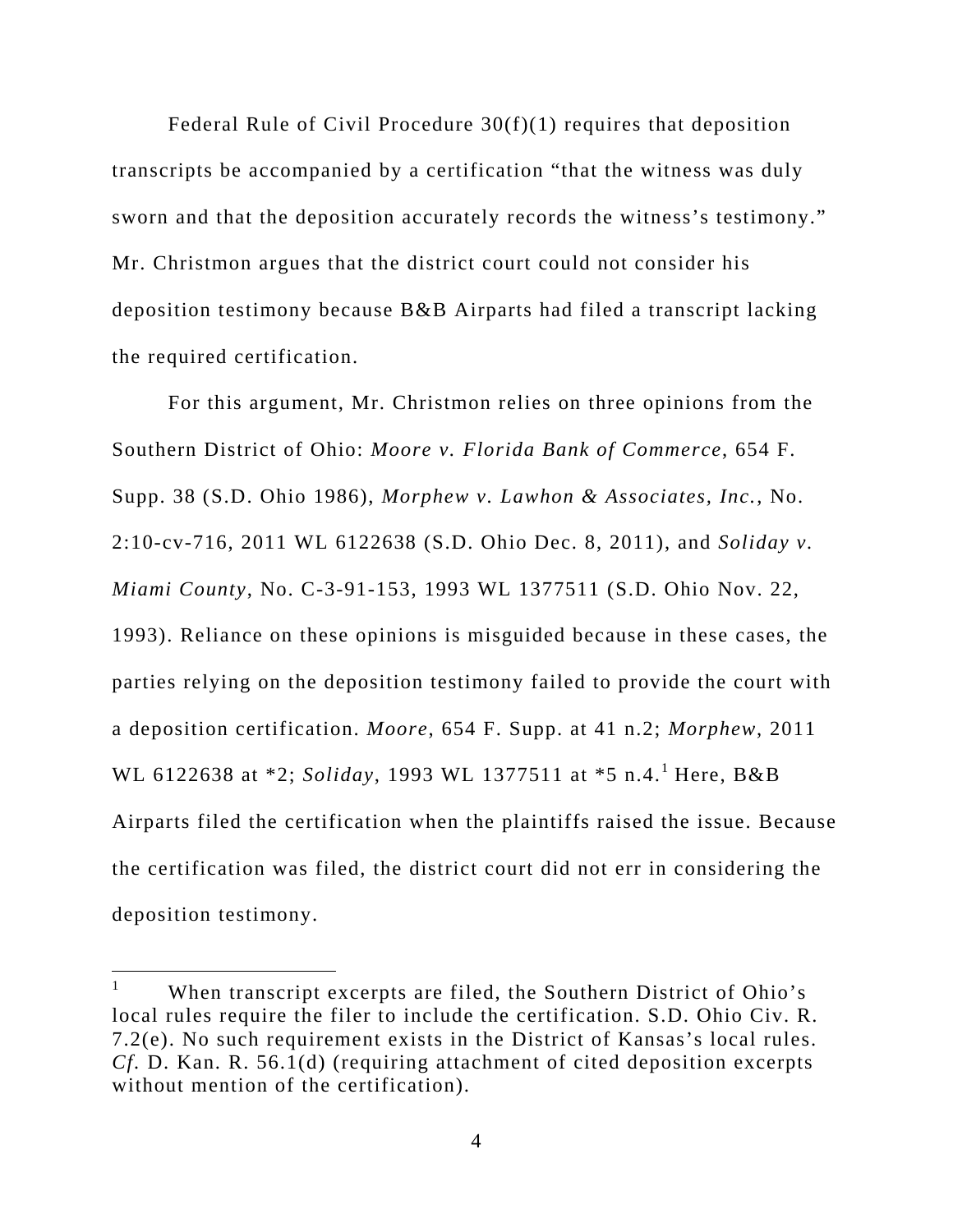Federal Rule of Civil Procedure 30(f)(1) requires that deposition transcripts be accompanied by a certification "that the witness was duly sworn and that the deposition accurately records the witness's testimony." Mr. Christmon argues that the district court could not consider his deposition testimony because B&B Airparts had filed a transcript lacking the required certification.

For this argument, Mr. Christmon relies on three opinions from the Southern District of Ohio: *Moore v. Florida Bank of Commerce*, 654 F. Supp. 38 (S.D. Ohio 1986), *Morphew v. Lawhon & Associates, Inc.*, No. 2:10-cv-716, 2011 WL 6122638 (S.D. Ohio Dec. 8, 2011), and *Soliday v. Miami County*, No. C-3-91-153, 1993 WL 1377511 (S.D. Ohio Nov. 22, 1993). Reliance on these opinions is misguided because in these cases, the parties relying on the deposition testimony failed to provide the court with a deposition certification. *Moore*, 654 F. Supp. at 41 n.2; *Morphew*, 2011 WL 6122638 at *2; *Soliday*, 1993 WL 1377511 at *5 n.4.[1] Here, B&B Airparts filed the certification when the plaintiffs raised the issue. Because the certification was filed, the district court did not err in considering the deposition testimony.

[1] When transcript excerpts are filed, the Southern District of Ohio's local rules require the filer to include the certification. S.D. Ohio Civ. R. 7.2(e). No such requirement exists in the District of Kansas's local rules. *Cf.* D. Kan. R. 56.1(d) (requiring attachment of cited deposition excerpts without mention of the certification).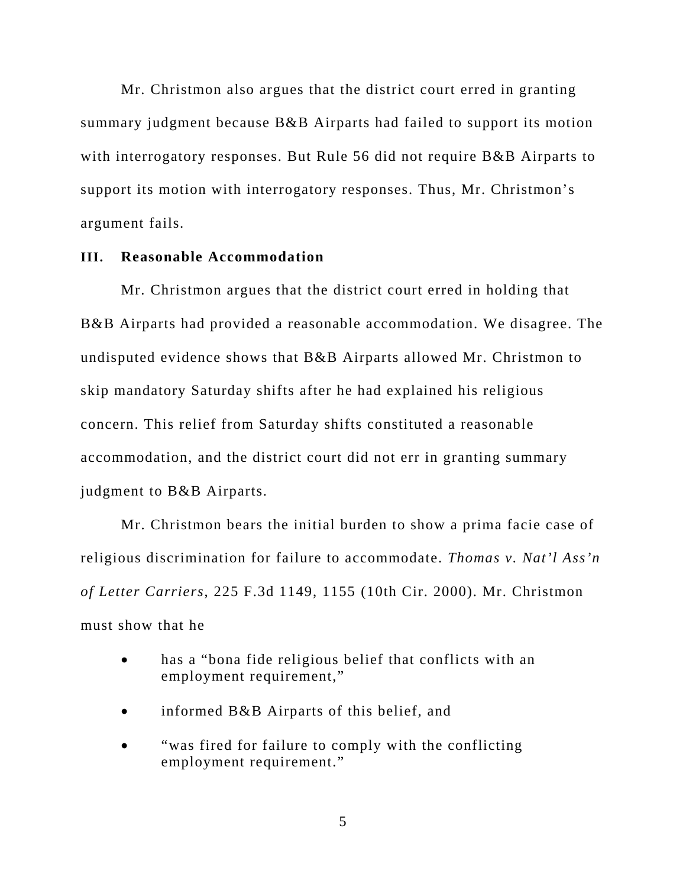Mr. Christmon also argues that the district court erred in granting summary judgment because B&B Airparts had failed to support its motion with interrogatory responses. But Rule 56 did not require B&B Airparts to support its motion with interrogatory responses. Thus, Mr. Christmon's argument fails.

## III. Reasonable Accommodation

Mr. Christmon argues that the district court erred in holding that B&B Airparts had provided a reasonable accommodation. We disagree. The undisputed evidence shows that B&B Airparts allowed Mr. Christmon to skip mandatory Saturday shifts after he had explained his religious concern. This relief from Saturday shifts constituted a reasonable accommodation, and the district court did not err in granting summary judgment to B&B Airparts.

Mr. Christmon bears the initial burden to show a prima facie case of religious discrimination for failure to accommodate. *Thomas v. Nat'l Ass'n of Letter Carriers*, 225 F.3d 1149, 1155 (10th Cir. 2000). Mr. Christmon must show that he

- has a "bona fide religious belief that conflicts with an employment requirement,"
- informed B&B Airparts of this belief, and
- "was fired for failure to comply with the conflicting employment requirement."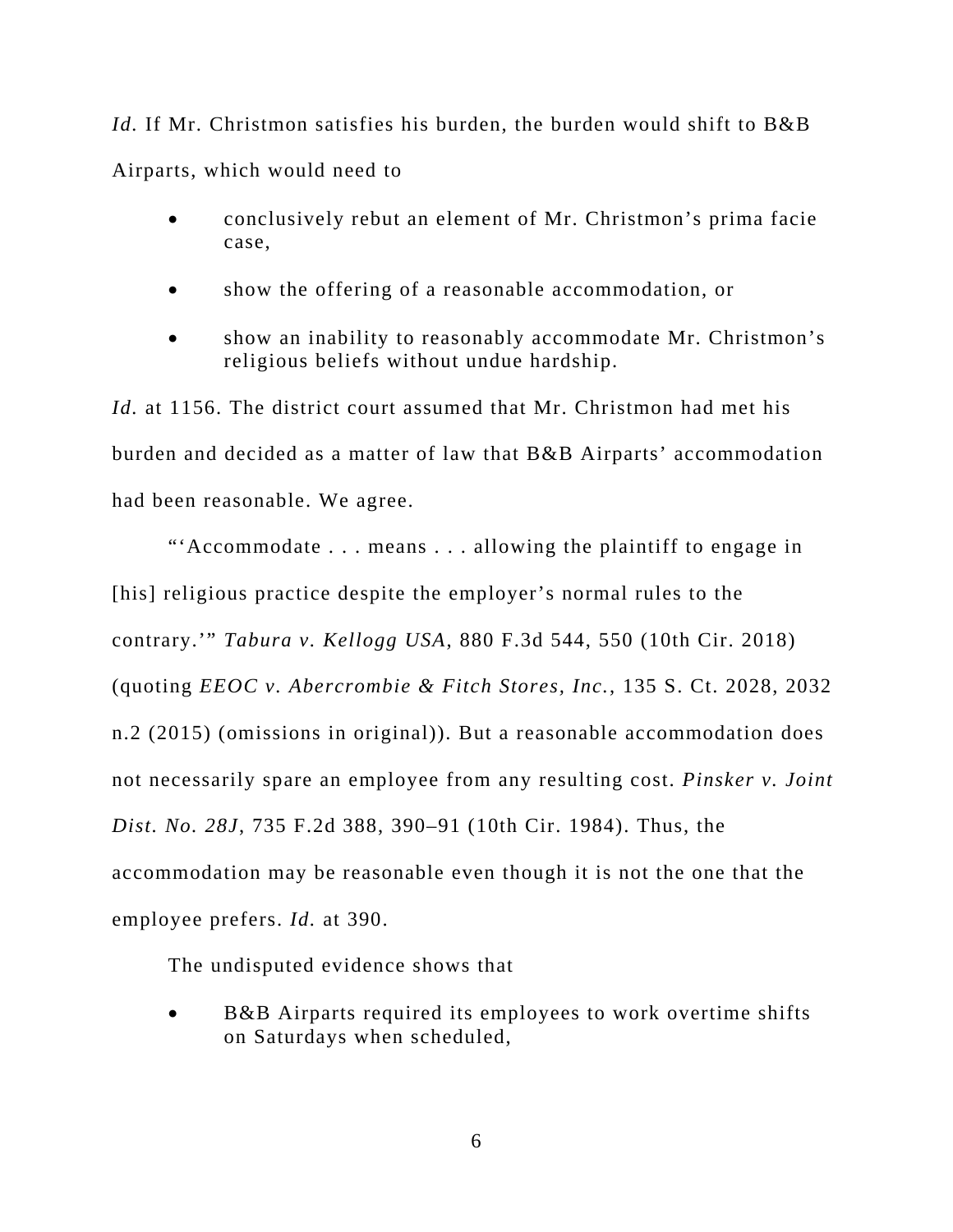*Id.* If Mr. Christmon satisfies his burden, the burden would shift to B&B Airparts, which would need to

- conclusively rebut an element of Mr. Christmon's prima facie case,
- show the offering of a reasonable accommodation, or
- show an inability to reasonably accommodate Mr. Christmon's religious beliefs without undue hardship.

*Id.* at 1156. The district court assumed that Mr. Christmon had met his burden and decided as a matter of law that B&B Airparts' accommodation had been reasonable. We agree.

"'Accommodate . . . means . . . allowing the plaintiff to engage in [his] religious practice despite the employer's normal rules to the contrary.'" *Tabura v. Kellogg USA*, 880 F.3d 544, 550 (10th Cir. 2018) (quoting *EEOC v. Abercrombie & Fitch Stores, Inc.*, 135 S. Ct. 2028, 2032 n.2 (2015) (omissions in original)). But a reasonable accommodation does not necessarily spare an employee from any resulting cost. *Pinsker v. Joint Dist. No. 28J*, 735 F.2d 388, 390–91 (10th Cir. 1984). Thus, the accommodation may be reasonable even though it is not the one that the employee prefers. *Id.* at 390.

The undisputed evidence shows that

- B&B Airparts required its employees to work overtime shifts on Saturdays when scheduled,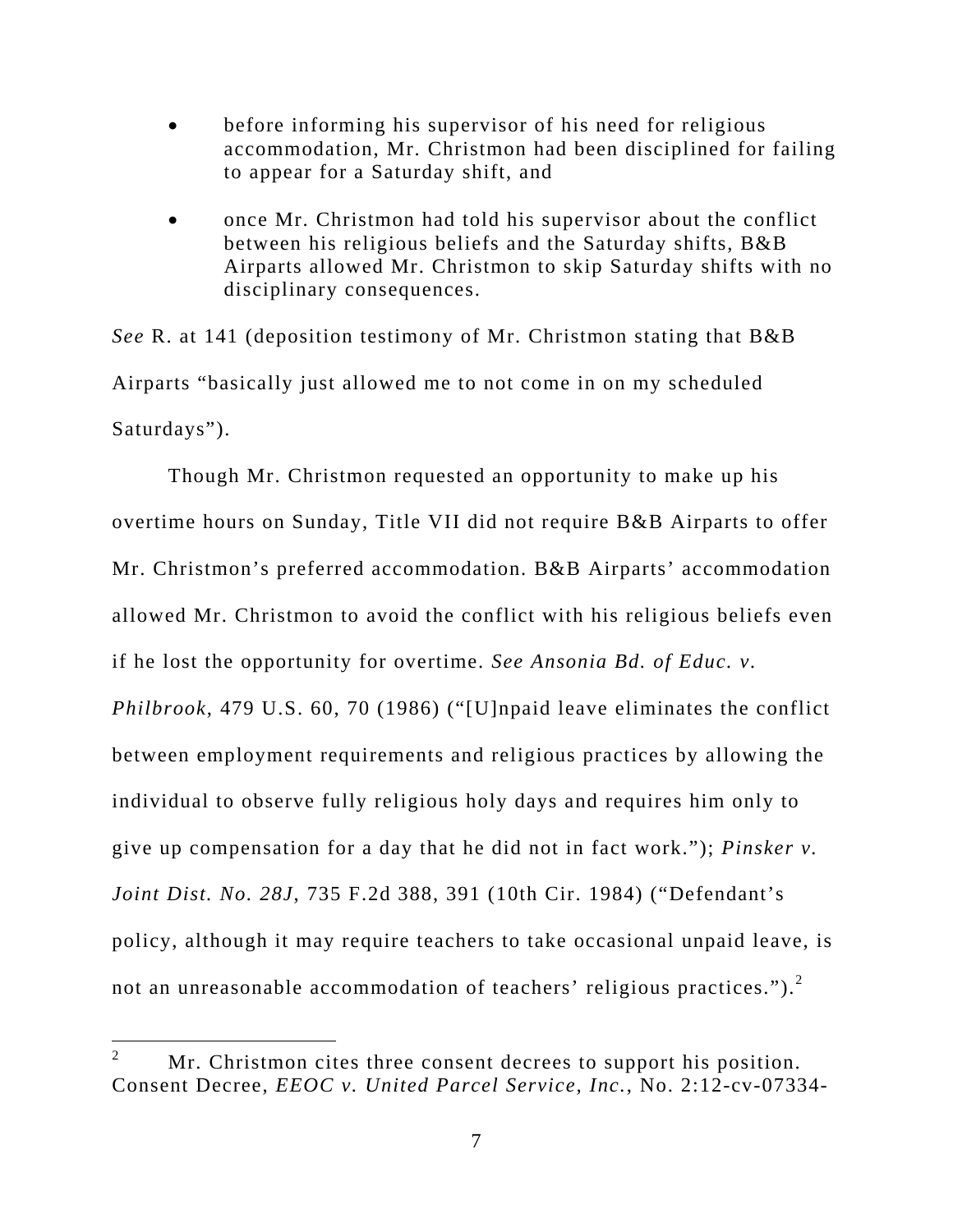- before informing his supervisor of his need for religious accommodation, Mr. Christmon had been disciplined for failing to appear for a Saturday shift, and

- once Mr. Christmon had told his supervisor about the conflict between his religious beliefs and the Saturday shifts, B&B Airparts allowed Mr. Christmon to skip Saturday shifts with no disciplinary consequences.

*See* R. at 141 (deposition testimony of Mr. Christmon stating that B&B Airparts "basically just allowed me to not come in on my scheduled Saturdays").

Though Mr. Christmon requested an opportunity to make up his overtime hours on Sunday, Title VII did not require B&B Airparts to offer Mr. Christmon's preferred accommodation. B&B Airparts' accommodation allowed Mr. Christmon to avoid the conflict with his religious beliefs even if he lost the opportunity for overtime. *See Ansonia Bd. of Educ. v. Philbrook*, 479 U.S. 60, 70 (1986) ("[U]npaid leave eliminates the conflict between employment requirements and religious practices by allowing the individual to observe fully religious holy days and requires him only to give up compensation for a day that he did not in fact work."); *Pinsker v. Joint Dist. No. 28J*, 735 F.2d 388, 391 (10th Cir. 1984) ("Defendant's policy, although it may require teachers to take occasional unpaid leave, is not an unreasonable accommodation of teachers' religious practices.").[2]

---

[2] Mr. Christmon cites three consent decrees to support his position. Consent Decree, *EEOC v. United Parcel Service, Inc.*, No. 2:12-cv-07334-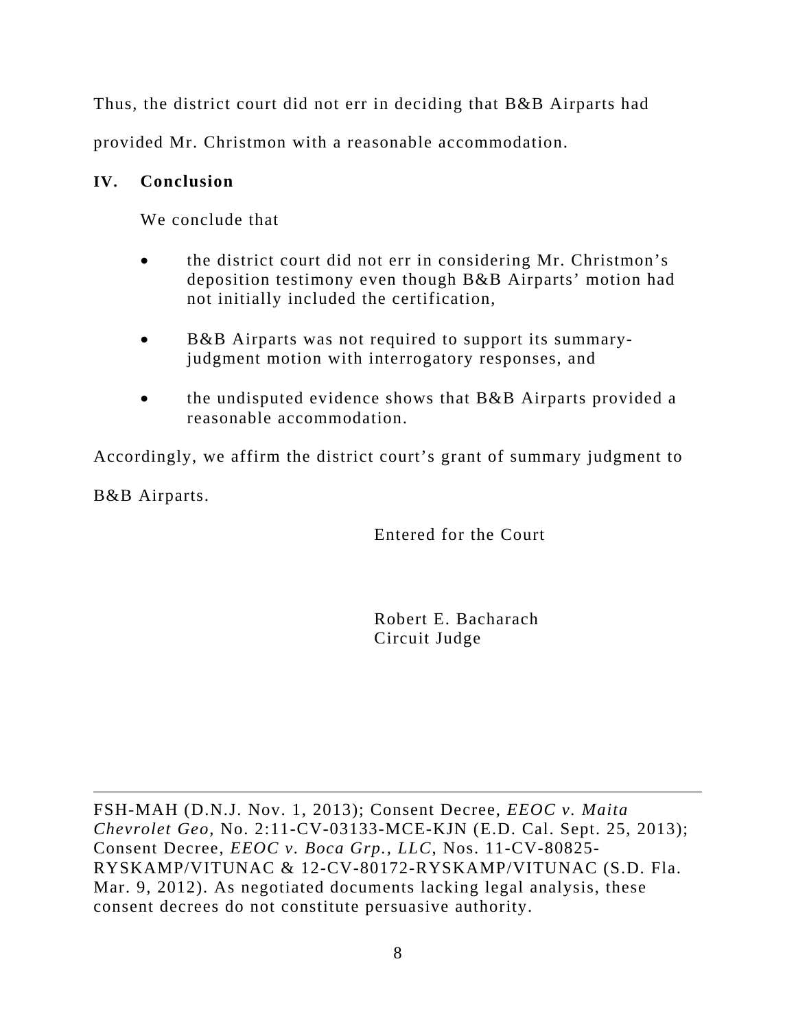Thus, the district court did not err in deciding that B&B Airparts had provided Mr. Christmon with a reasonable accommodation.

## IV. Conclusion

We conclude that

- the district court did not err in considering Mr. Christmon's deposition testimony even though B&B Airparts' motion had not initially included the certification,
- B&B Airparts was not required to support its summary-judgment motion with interrogatory responses, and
- the undisputed evidence shows that B&B Airparts provided a reasonable accommodation.

Accordingly, we affirm the district court's grant of summary judgment to B&B Airparts.

Entered for the Court

Robert E. Bacharach
Circuit Judge

---

FSH-MAH (D.N.J. Nov. 1, 2013); Consent Decree, *EEOC v. Maita Chevrolet Geo*, No. 2:11-CV-03133-MCE-KJN (E.D. Cal. Sept. 25, 2013); Consent Decree, *EEOC v. Boca Grp., LLC*, Nos. 11-CV-80825-RYSKAMP/VITUNAC & 12-CV-80172-RYSKAMP/VITUNAC (S.D. Fla. Mar. 9, 2012). As negotiated documents lacking legal analysis, these consent decrees do not constitute persuasive authority.